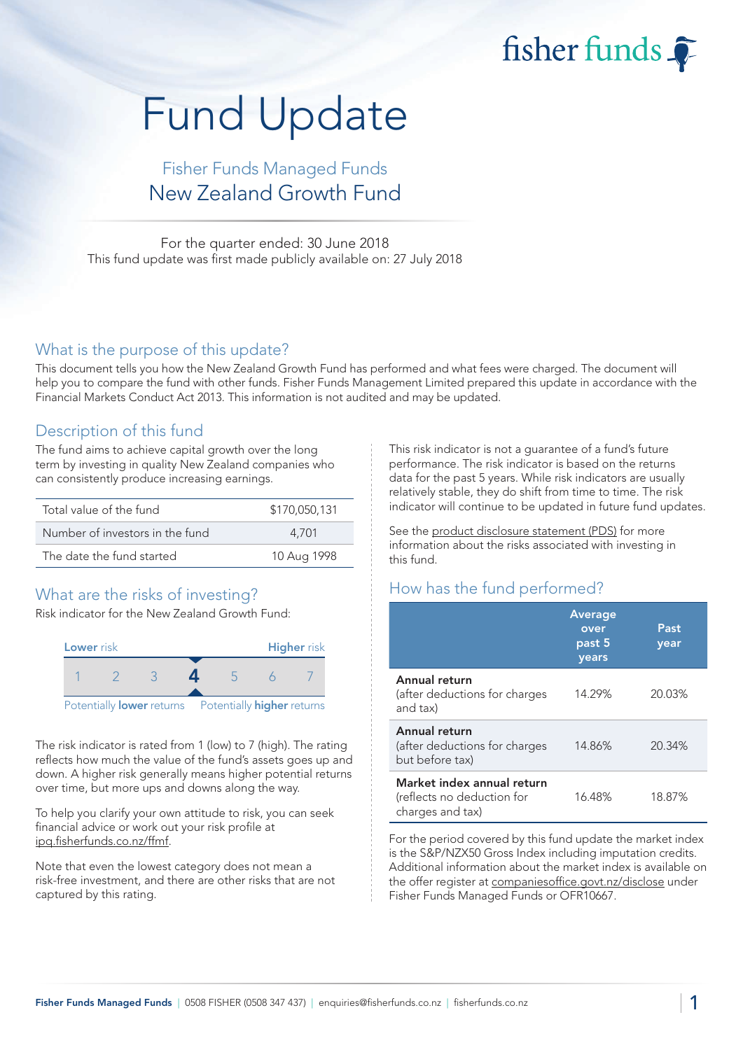fisher funds

# Fund Update

## Fisher Funds Managed Funds
## New Zealand Growth Fund

For the quarter ended: 30 June 2018
This fund update was first made publicly available on: 27 July 2018

## What is the purpose of this update?

This document tells you how the New Zealand Growth Fund has performed and what fees were charged. The document will help you to compare the fund with other funds. Fisher Funds Management Limited prepared this update in accordance with the Financial Markets Conduct Act 2013. This information is not audited and may be updated.

## Description of this fund

The fund aims to achieve capital growth over the long term by investing in quality New Zealand companies who can consistently produce increasing earnings.

| | |
|---|---|
| Total value of the fund | $170,050,131 |
| Number of investors in the fund | 4,701 |
| The date the fund started | 10 Aug 1998 |

## What are the risks of investing?

Risk indicator for the New Zealand Growth Fund:

| Lower risk | | | | | | Higher risk |
|---|---|---|---|---|---|---|
| 1 | 2 | 3 | **4** | 5 | 6 | 7 |

Potentially **lower** returns — Potentially **higher** returns

The risk indicator is rated from 1 (low) to 7 (high). The rating reflects how much the value of the fund's assets goes up and down. A higher risk generally means higher potential returns over time, but more ups and downs along the way.

To help you clarify your own attitude to risk, you can seek financial advice or work out your risk profile at ipq.fisherfunds.co.nz/ffmf.

Note that even the lowest category does not mean a risk-free investment, and there are other risks that are not captured by this rating.

This risk indicator is not a guarantee of a fund's future performance. The risk indicator is based on the returns data for the past 5 years. While risk indicators are usually relatively stable, they do shift from time to time. The risk indicator will continue to be updated in future fund updates.

See the product disclosure statement (PDS) for more information about the risks associated with investing in this fund.

## How has the fund performed?

| | Average over past 5 years | Past year |
|---|---|---|
| **Annual return** (after deductions for charges and tax) | 14.29% | 20.03% |
| **Annual return** (after deductions for charges but before tax) | 14.86% | 20.34% |
| **Market index annual return** (reflects no deduction for charges and tax) | 16.48% | 18.87% |

For the period covered by this fund update the market index is the S&P/NZX50 Gross Index including imputation credits. Additional information about the market index is available on the offer register at companiesoffice.govt.nz/disclose under Fisher Funds Managed Funds or OFR10667.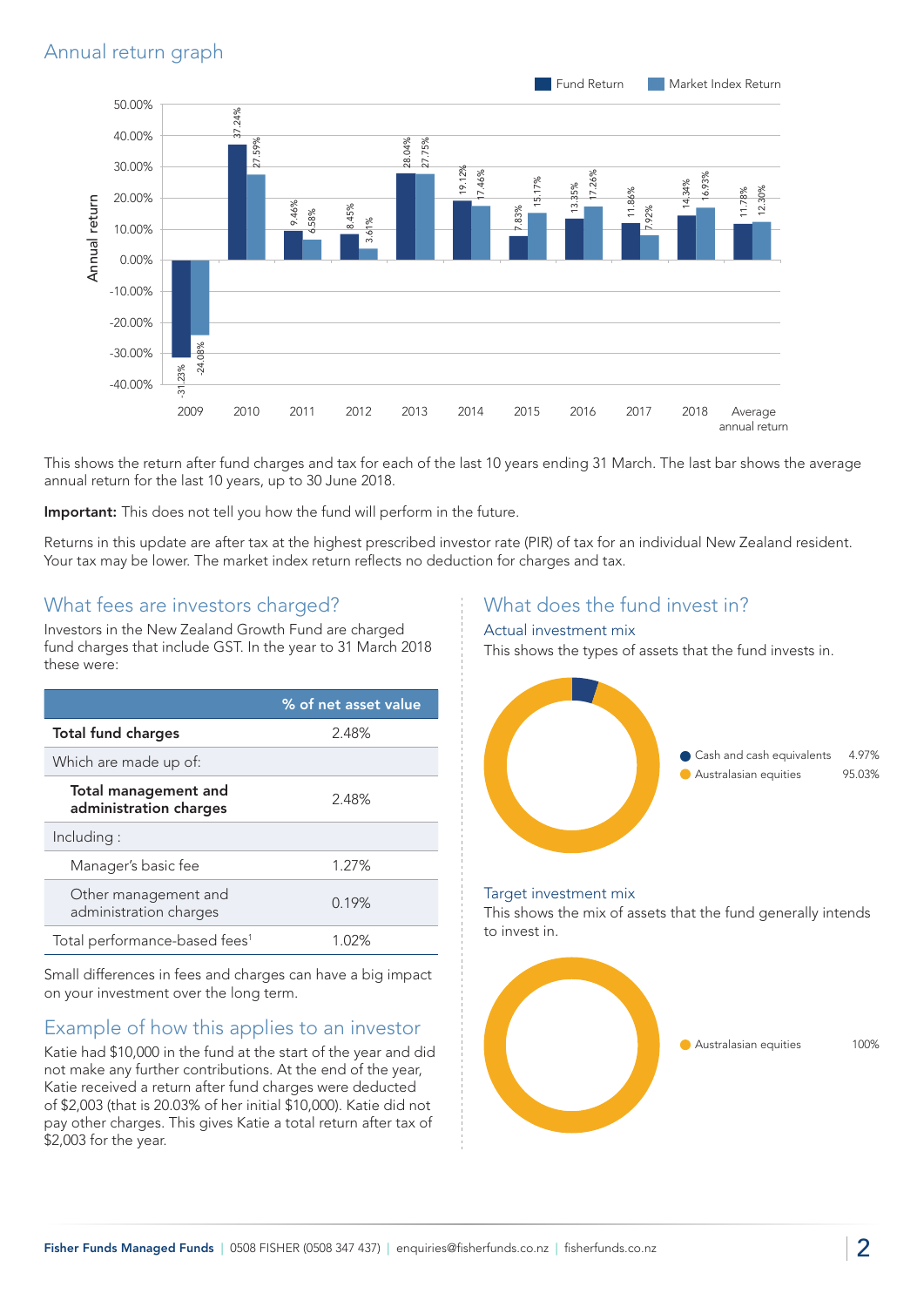## Annual return graph

| Year | Fund Return | Market Index Return |
|---|---|---|
| 2009 | -31.23% | -24.08% |
| 2010 | 37.24% | 27.59% |
| 2011 | 9.46% | 6.58% |
| 2012 | 8.45% | 3.61% |
| 2013 | 28.04% | 27.75% |
| 2014 | 19.12% | 17.46% |
| 2015 | 7.83% | 15.17% |
| 2016 | 13.35% | 17.26% |
| 2017 | 11.86% | 7.92% |
| 2018 | 14.34% | 16.93% |
| Average annual return | 11.78% | 12.30% |

This shows the return after fund charges and tax for each of the last 10 years ending 31 March. The last bar shows the average annual return for the last 10 years, up to 30 June 2018.

**Important:** This does not tell you how the fund will perform in the future.

Returns in this update are after tax at the highest prescribed investor rate (PIR) of tax for an individual New Zealand resident. Your tax may be lower. The market index return reflects no deduction for charges and tax.

## What fees are investors charged?

Investors in the New Zealand Growth Fund are charged fund charges that include GST. In the year to 31 March 2018 these were:

| | % of net asset value |
|---|---|
| **Total fund charges** | 2.48% |
| Which are made up of: | |
| **Total management and administration charges** | 2.48% |
| Including : | |
| Manager's basic fee | 1.27% |
| Other management and administration charges | 0.19% |
| Total performance-based fees[1] | 1.02% |

Small differences in fees and charges can have a big impact on your investment over the long term.

## Example of how this applies to an investor

Katie had $10,000 in the fund at the start of the year and did not make any further contributions. At the end of the year, Katie received a return after fund charges were deducted of $2,003 (that is 20.03% of her initial $10,000). Katie did not pay other charges. This gives Katie a total return after tax of $2,003 for the year.

## What does the fund invest in?

### Actual investment mix

This shows the types of assets that the fund invests in.

| Asset | % |
|---|---|
| Cash and cash equivalents | 4.97% |
| Australasian equities | 95.03% |

### Target investment mix

This shows the mix of assets that the fund generally intends to invest in.

| Asset | % |
|---|---|
| Australasian equities | 100% |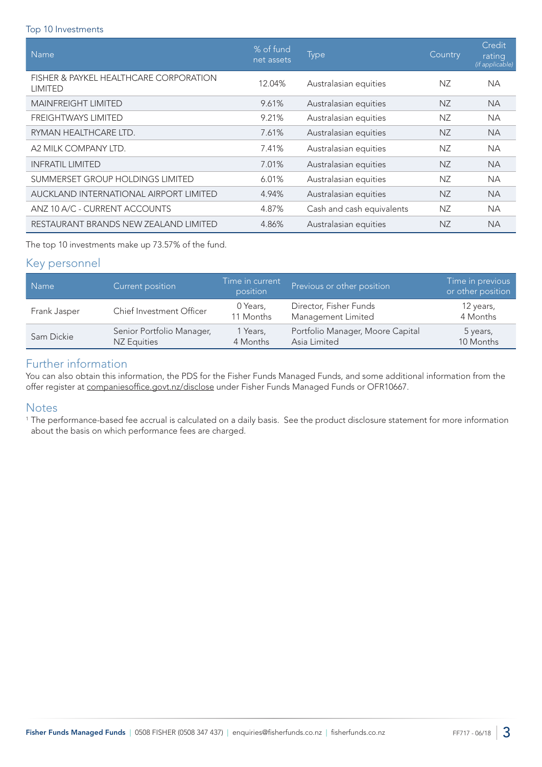Top 10 Investments

| Name | % of fund net assets | Type | Country | Credit rating *(if applicable)* |
|---|---|---|---|---|
| FISHER & PAYKEL HEALTHCARE CORPORATION LIMITED | 12.04% | Australasian equities | NZ | NA |
| MAINFREIGHT LIMITED | 9.61% | Australasian equities | NZ | NA |
| FREIGHTWAYS LIMITED | 9.21% | Australasian equities | NZ | NA |
| RYMAN HEALTHCARE LTD. | 7.61% | Australasian equities | NZ | NA |
| A2 MILK COMPANY LTD. | 7.41% | Australasian equities | NZ | NA |
| INFRATIL LIMITED | 7.01% | Australasian equities | NZ | NA |
| SUMMERSET GROUP HOLDINGS LIMITED | 6.01% | Australasian equities | NZ | NA |
| AUCKLAND INTERNATIONAL AIRPORT LIMITED | 4.94% | Australasian equities | NZ | NA |
| ANZ 10 A/C - CURRENT ACCOUNTS | 4.87% | Cash and cash equivalents | NZ | NA |
| RESTAURANT BRANDS NEW ZEALAND LIMITED | 4.86% | Australasian equities | NZ | NA |

The top 10 investments make up 73.57% of the fund.

## Key personnel

| Name | Current position | Time in current position | Previous or other position | Time in previous or other position |
|---|---|---|---|---|
| Frank Jasper | Chief Investment Officer | 0 Years, 11 Months | Director, Fisher Funds Management Limited | 12 years, 4 Months |
| Sam Dickie | Senior Portfolio Manager, NZ Equities | 1 Years, 4 Months | Portfolio Manager, Moore Capital Asia Limited | 5 years, 10 Months |

## Further information

You can also obtain this information, the PDS for the Fisher Funds Managed Funds, and some additional information from the offer register at companiesoffice.govt.nz/disclose under Fisher Funds Managed Funds or OFR10667.

## Notes

[1] The performance-based fee accrual is calculated on a daily basis. See the product disclosure statement for more information about the basis on which performance fees are charged.